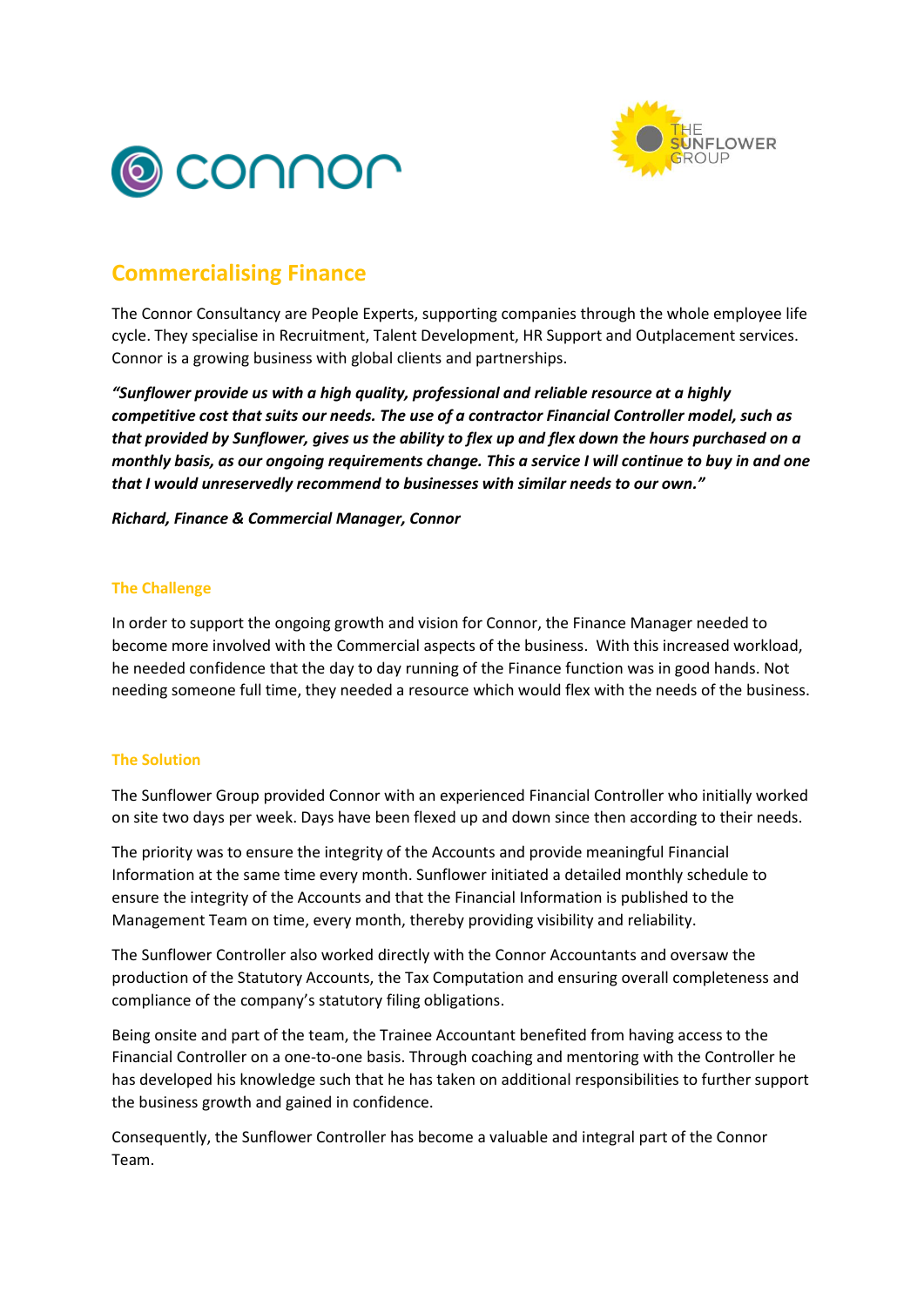# Commercialising Finance

The Connor Consultancy are People Experts, supporting companies through the whole employee life cycle. They specialise in Recruitment, Talent Development, HR Support and Outplacement services. Connor is a growing business with global clients and partnerships.

***"Sunflower provide us with a high quality, professional and reliable resource at a highly competitive cost that suits our needs. The use of a contractor Financial Controller model, such as that provided by Sunflower, gives us the ability to flex up and flex down the hours purchased on a monthly basis, as our ongoing requirements change. This a service I will continue to buy in and one that I would unreservedly recommend to businesses with similar needs to our own."***

***Richard, Finance & Commercial Manager, Connor***

## The Challenge

In order to support the ongoing growth and vision for Connor, the Finance Manager needed to become more involved with the Commercial aspects of the business. With this increased workload, he needed confidence that the day to day running of the Finance function was in good hands. Not needing someone full time, they needed a resource which would flex with the needs of the business.

## The Solution

The Sunflower Group provided Connor with an experienced Financial Controller who initially worked on site two days per week. Days have been flexed up and down since then according to their needs.

The priority was to ensure the integrity of the Accounts and provide meaningful Financial Information at the same time every month. Sunflower initiated a detailed monthly schedule to ensure the integrity of the Accounts and that the Financial Information is published to the Management Team on time, every month, thereby providing visibility and reliability.

The Sunflower Controller also worked directly with the Connor Accountants and oversaw the production of the Statutory Accounts, the Tax Computation and ensuring overall completeness and compliance of the company's statutory filing obligations.

Being onsite and part of the team, the Trainee Accountant benefited from having access to the Financial Controller on a one-to-one basis. Through coaching and mentoring with the Controller he has developed his knowledge such that he has taken on additional responsibilities to further support the business growth and gained in confidence.

Consequently, the Sunflower Controller has become a valuable and integral part of the Connor Team.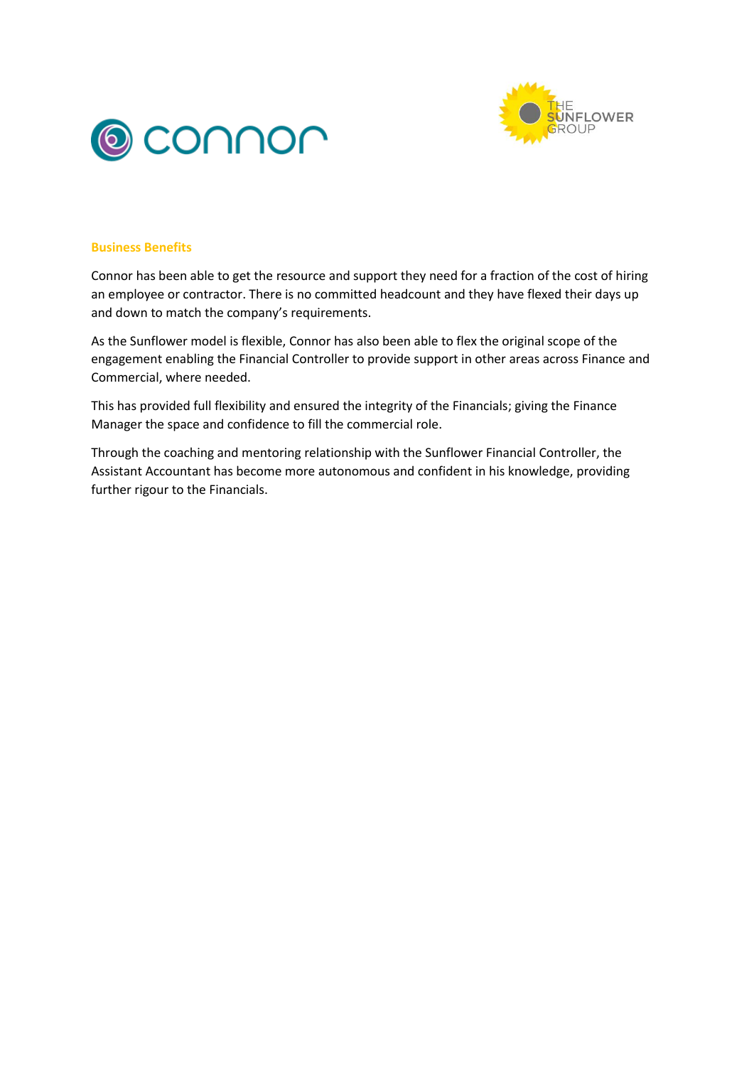## Business Benefits

Connor has been able to get the resource and support they need for a fraction of the cost of hiring an employee or contractor. There is no committed headcount and they have flexed their days up and down to match the company's requirements.

As the Sunflower model is flexible, Connor has also been able to flex the original scope of the engagement enabling the Financial Controller to provide support in other areas across Finance and Commercial, where needed.

This has provided full flexibility and ensured the integrity of the Financials; giving the Finance Manager the space and confidence to fill the commercial role.

Through the coaching and mentoring relationship with the Sunflower Financial Controller, the Assistant Accountant has become more autonomous and confident in his knowledge, providing further rigour to the Financials.